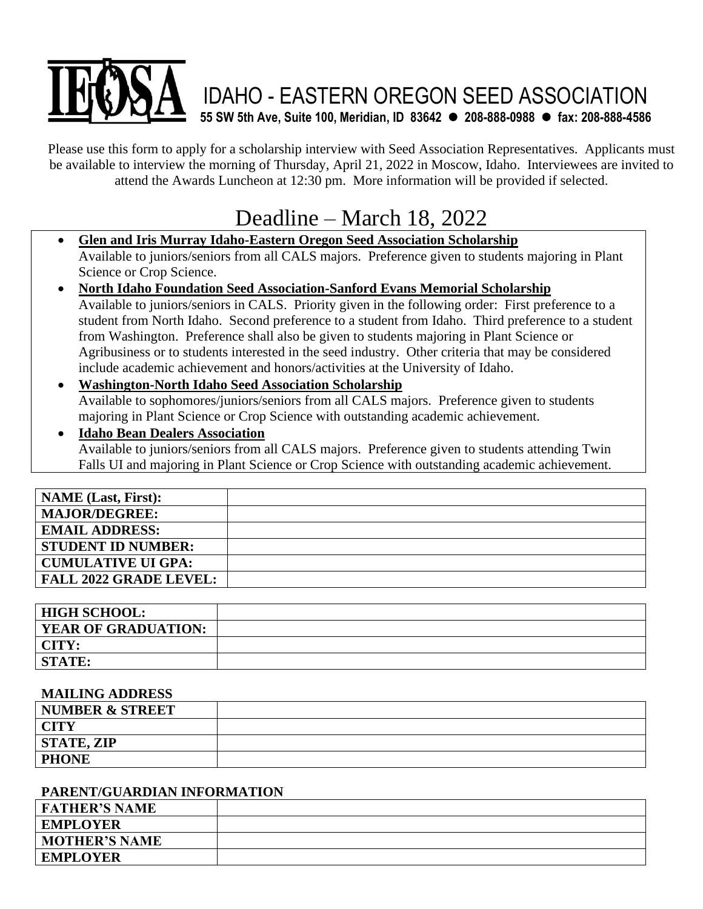# IEOSA IDAHO - EASTERN OREGON SEED ASSOCIATION

**55 SW 5th Ave, Suite 100, Meridian, ID 83642 ● 208-888-0988 ● fax: 208-888-4586**

Please use this form to apply for a scholarship interview with Seed Association Representatives. Applicants must be available to interview the morning of Thursday, April 21, 2022 in Moscow, Idaho. Interviewees are invited to attend the Awards Luncheon at 12:30 pm. More information will be provided if selected.

## Deadline – March 18, 2022

- **Glen and Iris Murray Idaho-Eastern Oregon Seed Association Scholarship**
  Available to juniors/seniors from all CALS majors. Preference given to students majoring in Plant Science or Crop Science.
- **North Idaho Foundation Seed Association-Sanford Evans Memorial Scholarship**
  Available to juniors/seniors in CALS. Priority given in the following order: First preference to a student from North Idaho. Second preference to a student from Idaho. Third preference to a student from Washington. Preference shall also be given to students majoring in Plant Science or Agribusiness or to students interested in the seed industry. Other criteria that may be considered include academic achievement and honors/activities at the University of Idaho.
- **Washington-North Idaho Seed Association Scholarship**
  Available to sophomores/juniors/seniors from all CALS majors. Preference given to students majoring in Plant Science or Crop Science with outstanding academic achievement.
- **Idaho Bean Dealers Association**
  Available to juniors/seniors from all CALS majors. Preference given to students attending Twin Falls UI and majoring in Plant Science or Crop Science with outstanding academic achievement.

| | |
|---|---|
| **NAME (Last, First):** | |
| **MAJOR/DEGREE:** | |
| **EMAIL ADDRESS:** | |
| **STUDENT ID NUMBER:** | |
| **CUMULATIVE UI GPA:** | |
| **FALL 2022 GRADE LEVEL:** | |

| | |
|---|---|
| **HIGH SCHOOL:** | |
| **YEAR OF GRADUATION:** | |
| **CITY:** | |
| **STATE:** | |

**MAILING ADDRESS**

| | |
|---|---|
| **NUMBER & STREET** | |
| **CITY** | |
| **STATE, ZIP** | |
| **PHONE** | |

**PARENT/GUARDIAN INFORMATION**

| | |
|---|---|
| **FATHER'S NAME** | |
| **EMPLOYER** | |
| **MOTHER'S NAME** | |
| **EMPLOYER** | |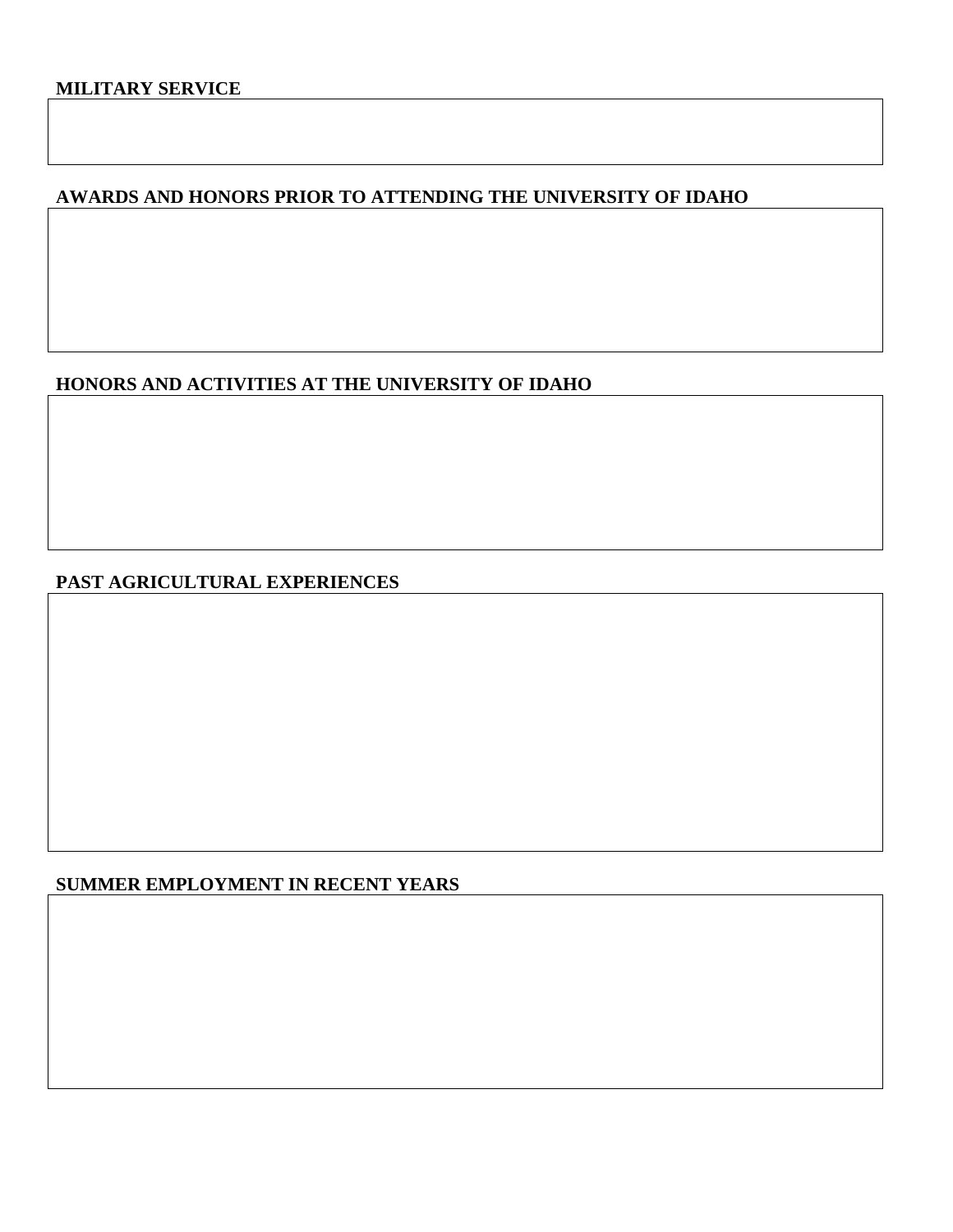**MILITARY SERVICE**

**AWARDS AND HONORS PRIOR TO ATTENDING THE UNIVERSITY OF IDAHO**

**HONORS AND ACTIVITIES AT THE UNIVERSITY OF IDAHO**

**PAST AGRICULTURAL EXPERIENCES**

**SUMMER EMPLOYMENT IN RECENT YEARS**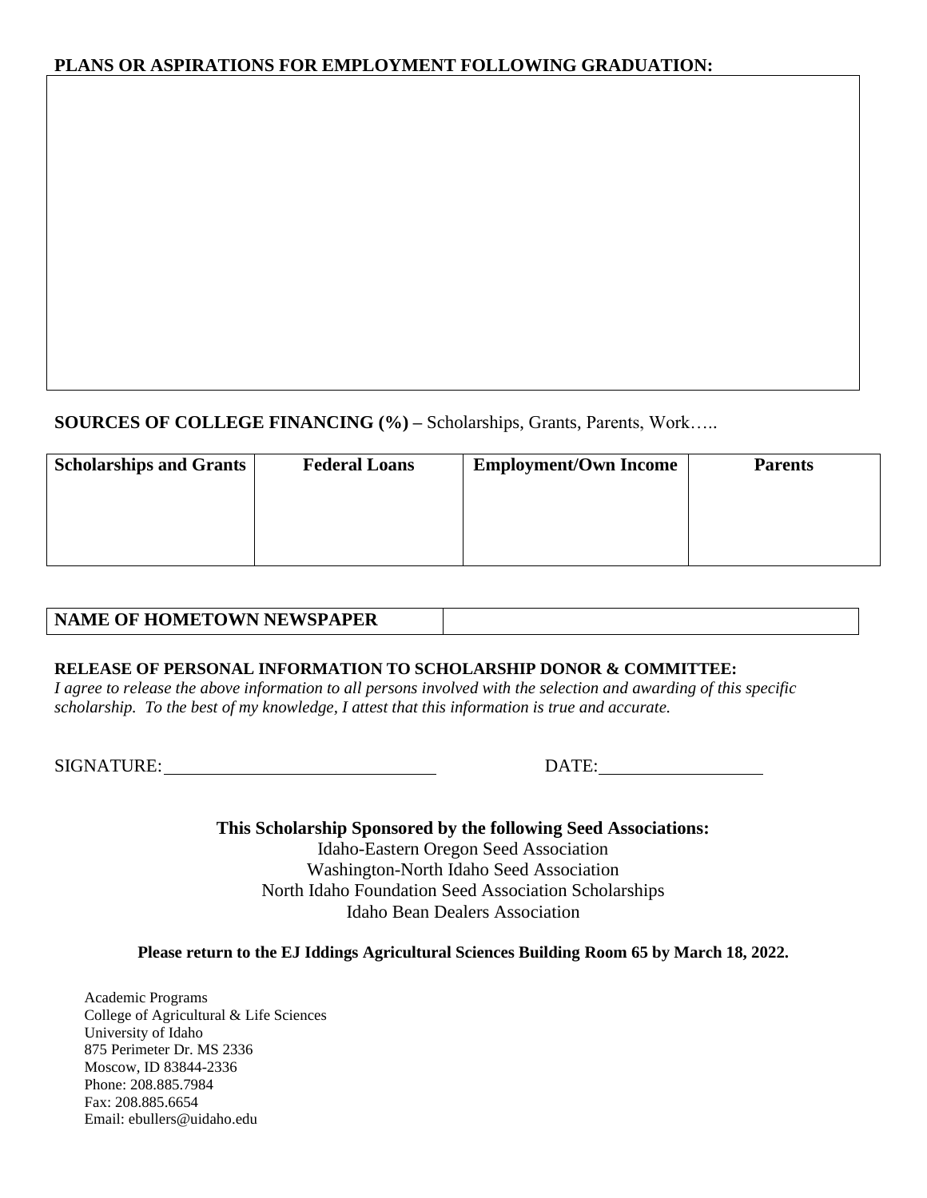**PLANS OR ASPIRATIONS FOR EMPLOYMENT FOLLOWING GRADUATION:**

**SOURCES OF COLLEGE FINANCING (%) –** Scholarships, Grants, Parents, Work…..

| Scholarships and Grants | Federal Loans | Employment/Own Income | Parents |
|---|---|---|---|
| | | | |

| NAME OF HOMETOWN NEWSPAPER | |
|---|---|

**RELEASE OF PERSONAL INFORMATION TO SCHOLARSHIP DONOR & COMMITTEE:**

*I agree to release the above information to all persons involved with the selection and awarding of this specific scholarship. To the best of my knowledge, I attest that this information is true and accurate.*

SIGNATURE:______________________________ DATE:__________________

**This Scholarship Sponsored by the following Seed Associations:**

Idaho-Eastern Oregon Seed Association
Washington-North Idaho Seed Association
North Idaho Foundation Seed Association Scholarships
Idaho Bean Dealers Association

**Please return to the EJ Iddings Agricultural Sciences Building Room 65 by March 18, 2022.**

Academic Programs
College of Agricultural & Life Sciences
University of Idaho
875 Perimeter Dr. MS 2336
Moscow, ID 83844-2336
Phone: 208.885.7984
Fax: 208.885.6654
Email: ebullers@uidaho.edu